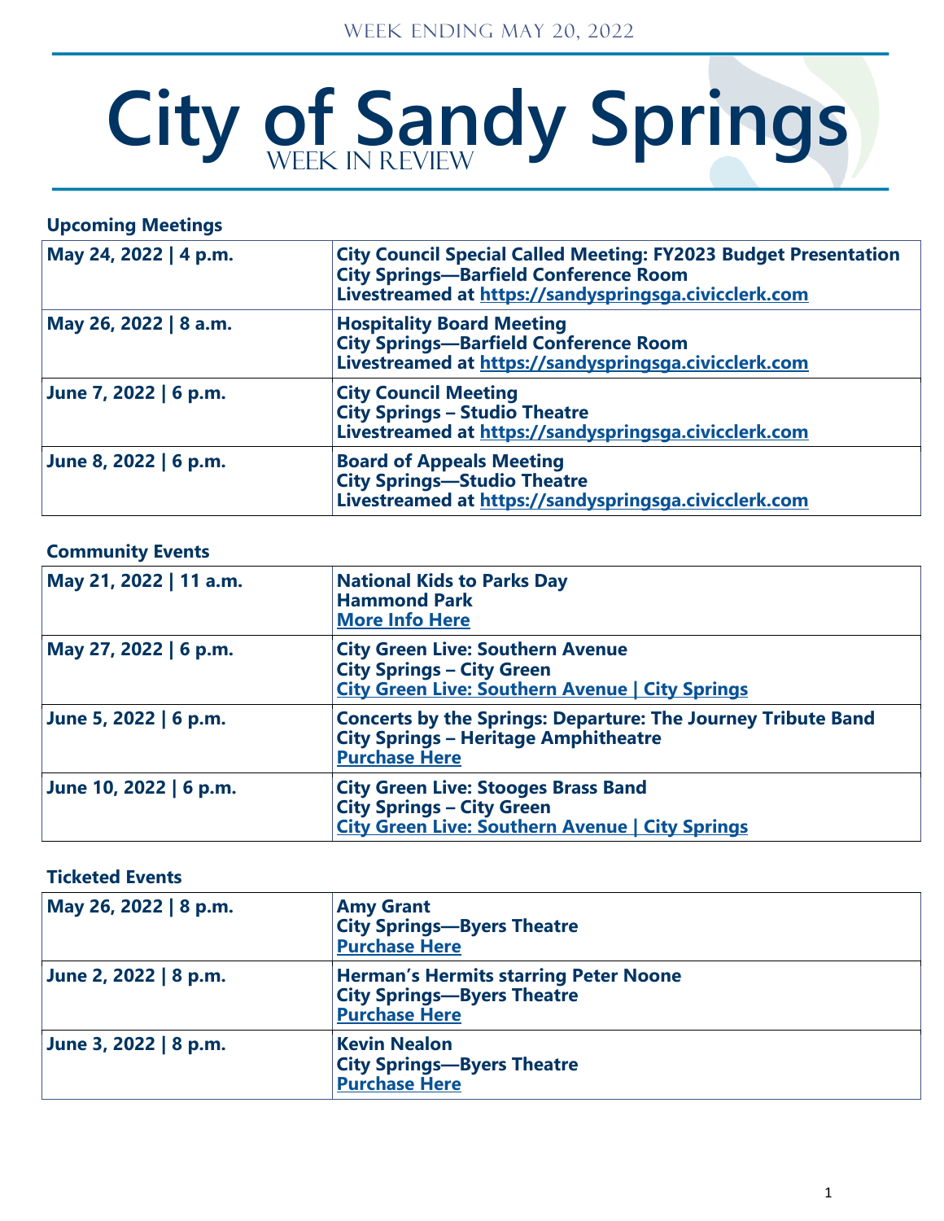WEEK ENDING MAY 20, 2022

# City of Sandy Springs

WEEK IN REVIEW

### Upcoming Meetings

| | |
|---|---|
| **May 24, 2022 \| 4 p.m.** | **City Council Special Called Meeting: FY2023 Budget Presentation**<br>**City Springs—Barfield Conference Room**<br>**Livestreamed at [https://sandyspringsga.civicclerk.com](https://sandyspringsga.civicclerk.com)** |
| **May 26, 2022 \| 8 a.m.** | **Hospitality Board Meeting**<br>**City Springs—Barfield Conference Room**<br>**Livestreamed at [https://sandyspringsga.civicclerk.com](https://sandyspringsga.civicclerk.com)** |
| **June 7, 2022 \| 6 p.m.** | **City Council Meeting**<br>**City Springs – Studio Theatre**<br>**Livestreamed at [https://sandyspringsga.civicclerk.com](https://sandyspringsga.civicclerk.com)** |
| **June 8, 2022 \| 6 p.m.** | **Board of Appeals Meeting**<br>**City Springs—Studio Theatre**<br>**Livestreamed at [https://sandyspringsga.civicclerk.com](https://sandyspringsga.civicclerk.com)** |

### Community Events

| | |
|---|---|
| **May 21, 2022 \| 11 a.m.** | **National Kids to Parks Day**<br>**Hammond Park**<br>**More Info Here** |
| **May 27, 2022 \| 6 p.m.** | **City Green Live: Southern Avenue**<br>**City Springs – City Green**<br>**City Green Live: Southern Avenue \| City Springs** |
| **June 5, 2022 \| 6 p.m.** | **Concerts by the Springs: Departure: The Journey Tribute Band**<br>**City Springs – Heritage Amphitheatre**<br>**Purchase Here** |
| **June 10, 2022 \| 6 p.m.** | **City Green Live: Stooges Brass Band**<br>**City Springs – City Green**<br>**City Green Live: Southern Avenue \| City Springs** |

### Ticketed Events

| | |
|---|---|
| **May 26, 2022 \| 8 p.m.** | **Amy Grant**<br>**City Springs—Byers Theatre**<br>**Purchase Here** |
| **June 2, 2022 \| 8 p.m.** | **Herman's Hermits starring Peter Noone**<br>**City Springs—Byers Theatre**<br>**Purchase Here** |
| **June 3, 2022 \| 8 p.m.** | **Kevin Nealon**<br>**City Springs—Byers Theatre**<br>**Purchase Here** |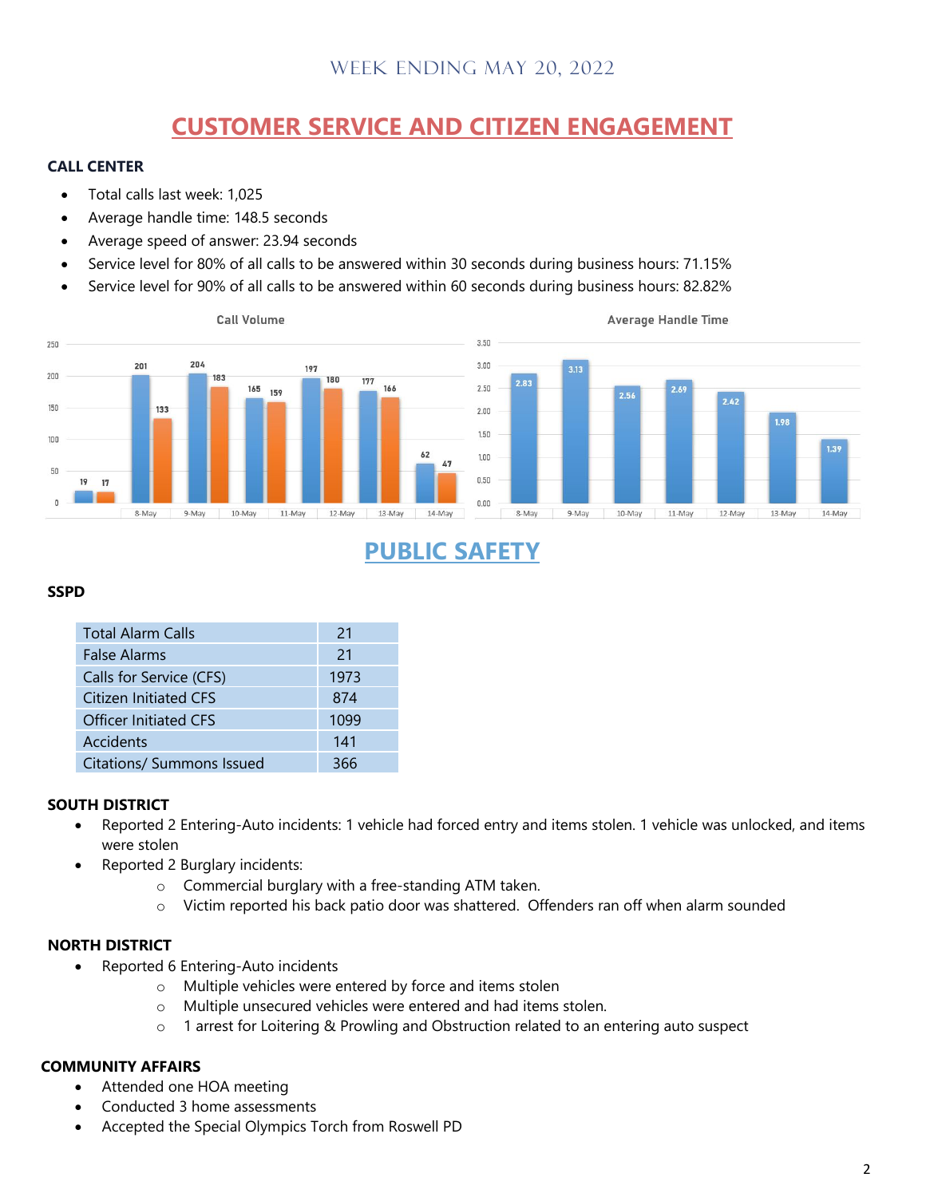WEEK ENDING MAY 20, 2022

# CUSTOMER SERVICE AND CITIZEN ENGAGEMENT

### CALL CENTER

- Total calls last week: 1,025
- Average handle time: 148.5 seconds
- Average speed of answer: 23.94 seconds
- Service level for 80% of all calls to be answered within 30 seconds during business hours: 71.15%
- Service level for 90% of all calls to be answered within 60 seconds during business hours: 82.82%

**Call Volume**

| | | 8-May | 9-May | 10-May | 11-May | 12-May | 13-May | 14-May |
|---|---|---|---|---|---|---|---|---|
| Series 1 | 19 | 201 | 204 | 165 | 197 | 177 | 62 | |
| Series 2 | 17 | 133 | 183 | 159 | 180 | 166 | 47 | |

**Average Handle Time**

| 8-May | 9-May | 10-May | 11-May | 12-May | 13-May | 14-May |
|---|---|---|---|---|---|---|
| 2.83 | 3.13 | 2.56 | 2.69 | 2.42 | 1.98 | 1.39 |

# PUBLIC SAFETY

### SSPD

| Total Alarm Calls | 21 |
|---|---|
| False Alarms | 21 |
| Calls for Service (CFS) | 1973 |
| Citizen Initiated CFS | 874 |
| Officer Initiated CFS | 1099 |
| Accidents | 141 |
| Citations/ Summons Issued | 366 |

### SOUTH DISTRICT

- Reported 2 Entering-Auto incidents: 1 vehicle had forced entry and items stolen. 1 vehicle was unlocked, and items were stolen
- Reported 2 Burglary incidents:
  - Commercial burglary with a free-standing ATM taken.
  - Victim reported his back patio door was shattered. Offenders ran off when alarm sounded

### NORTH DISTRICT

- Reported 6 Entering-Auto incidents
  - Multiple vehicles were entered by force and items stolen
  - Multiple unsecured vehicles were entered and had items stolen.
  - 1 arrest for Loitering & Prowling and Obstruction related to an entering auto suspect

### COMMUNITY AFFAIRS

- Attended one HOA meeting
- Conducted 3 home assessments
- Accepted the Special Olympics Torch from Roswell PD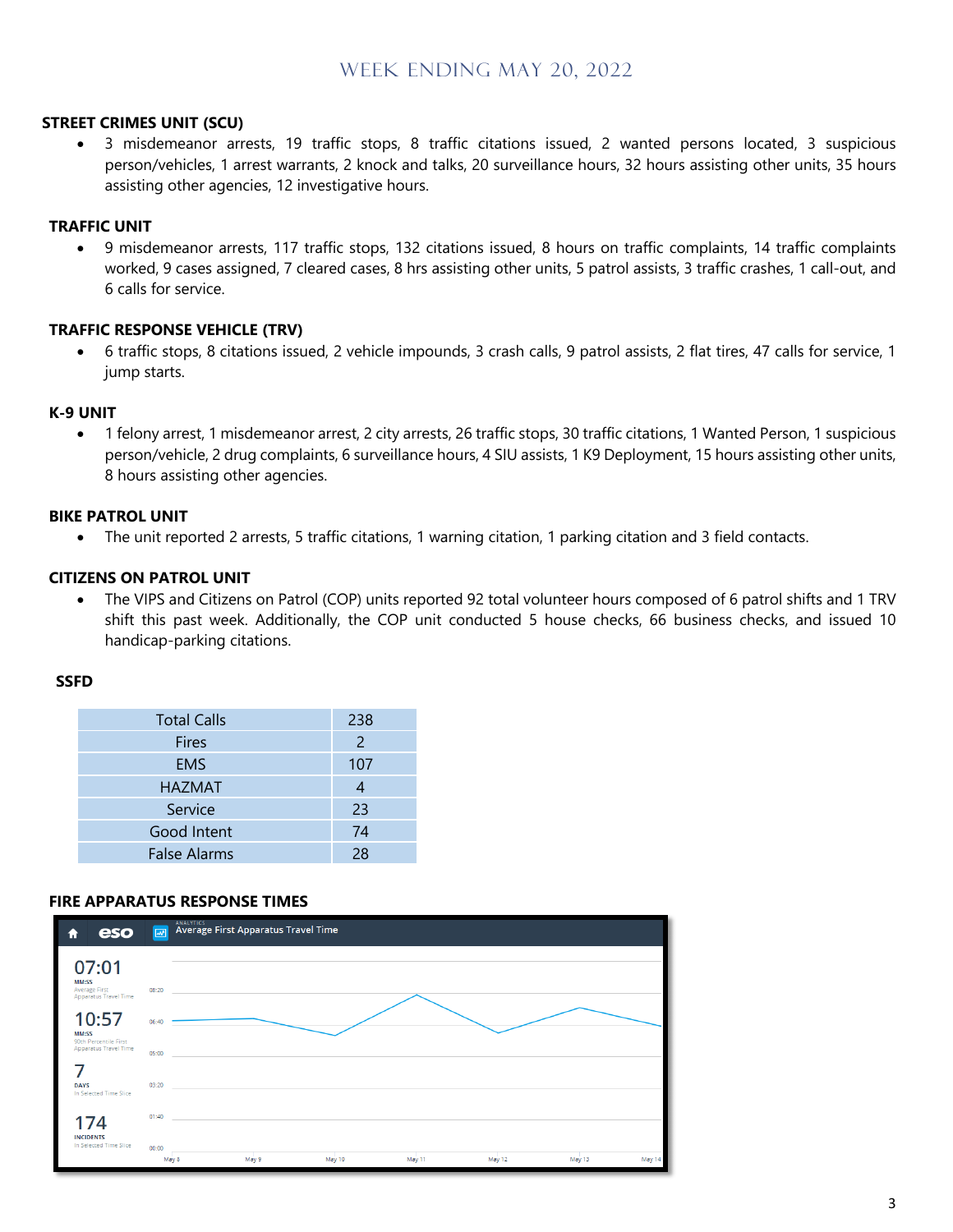# WEEK ENDING MAY 20, 2022

**STREET CRIMES UNIT (SCU)**

- 3 misdemeanor arrests, 19 traffic stops, 8 traffic citations issued, 2 wanted persons located, 3 suspicious person/vehicles, 1 arrest warrants, 2 knock and talks, 20 surveillance hours, 32 hours assisting other units, 35 hours assisting other agencies, 12 investigative hours.

**TRAFFIC UNIT**

- 9 misdemeanor arrests, 117 traffic stops, 132 citations issued, 8 hours on traffic complaints, 14 traffic complaints worked, 9 cases assigned, 7 cleared cases, 8 hrs assisting other units, 5 patrol assists, 3 traffic crashes, 1 call-out, and 6 calls for service.

**TRAFFIC RESPONSE VEHICLE (TRV)**

- 6 traffic stops, 8 citations issued, 2 vehicle impounds, 3 crash calls, 9 patrol assists, 2 flat tires, 47 calls for service, 1 jump starts.

**K-9 UNIT**

- 1 felony arrest, 1 misdemeanor arrest, 2 city arrests, 26 traffic stops, 30 traffic citations, 1 Wanted Person, 1 suspicious person/vehicle, 2 drug complaints, 6 surveillance hours, 4 SIU assists, 1 K9 Deployment, 15 hours assisting other units, 8 hours assisting other agencies.

**BIKE PATROL UNIT**

- The unit reported 2 arrests, 5 traffic citations, 1 warning citation, 1 parking citation and 3 field contacts.

**CITIZENS ON PATROL UNIT**

- The VIPS and Citizens on Patrol (COP) units reported 92 total volunteer hours composed of 6 patrol shifts and 1 TRV shift this past week. Additionally, the COP unit conducted 5 house checks, 66 business checks, and issued 10 handicap-parking citations.

**SSFD**

| Total Calls | 238 |
| --- | --- |
| Fires | 2 |
| EMS | 107 |
| HAZMAT | 4 |
| Service | 23 |
| Good Intent | 74 |
| False Alarms | 28 |

**FIRE APPARATUS RESPONSE TIMES**

Average First Apparatus Travel Time

- 07:01 MM:SS Average First Apparatus Travel Time
- 10:57 MM:SS 90th Percentile First Apparatus Travel Time
- 7 DAYS In Selected Time Slice
- 174 INCIDENTS In Selected Time Slice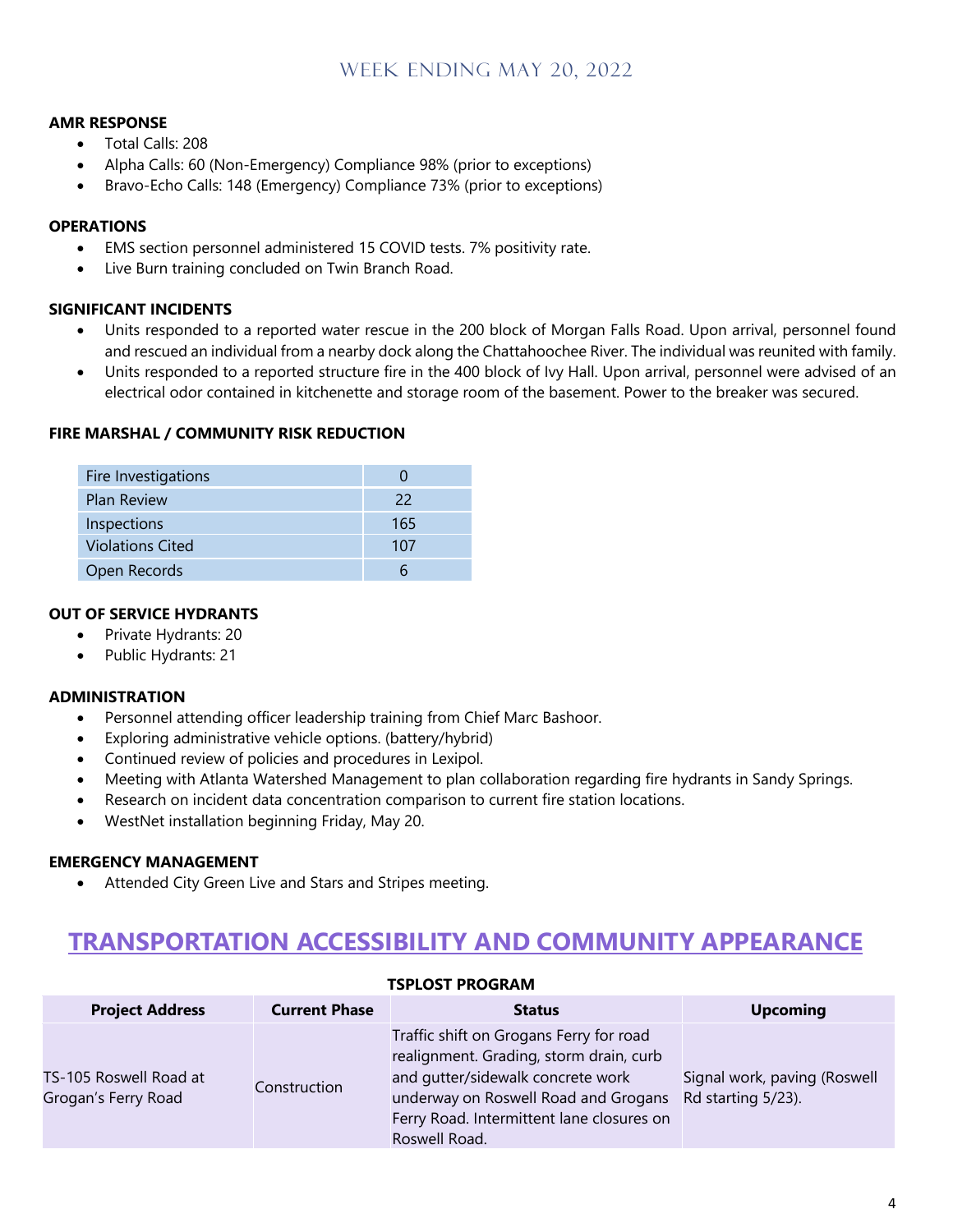## WEEK ENDING MAY 20, 2022

**AMR RESPONSE**

- Total Calls: 208
- Alpha Calls: 60 (Non-Emergency) Compliance 98% (prior to exceptions)
- Bravo-Echo Calls: 148 (Emergency) Compliance 73% (prior to exceptions)

**OPERATIONS**

- EMS section personnel administered 15 COVID tests. 7% positivity rate.
- Live Burn training concluded on Twin Branch Road.

**SIGNIFICANT INCIDENTS**

- Units responded to a reported water rescue in the 200 block of Morgan Falls Road. Upon arrival, personnel found and rescued an individual from a nearby dock along the Chattahoochee River. The individual was reunited with family.
- Units responded to a reported structure fire in the 400 block of Ivy Hall. Upon arrival, personnel were advised of an electrical odor contained in kitchenette and storage room of the basement. Power to the breaker was secured.

**FIRE MARSHAL / COMMUNITY RISK REDUCTION**

| | |
|---|---|
| Fire Investigations | 0 |
| Plan Review | 22 |
| Inspections | 165 |
| Violations Cited | 107 |
| Open Records | 6 |

**OUT OF SERVICE HYDRANTS**

- Private Hydrants: 20
- Public Hydrants: 21

**ADMINISTRATION**

- Personnel attending officer leadership training from Chief Marc Bashoor.
- Exploring administrative vehicle options. (battery/hybrid)
- Continued review of policies and procedures in Lexipol.
- Meeting with Atlanta Watershed Management to plan collaboration regarding fire hydrants in Sandy Springs.
- Research on incident data concentration comparison to current fire station locations.
- WestNet installation beginning Friday, May 20.

**EMERGENCY MANAGEMENT**

- Attended City Green Live and Stars and Stripes meeting.

# TRANSPORTATION ACCESSIBILITY AND COMMUNITY APPEARANCE

**TSPLOST PROGRAM**

| Project Address | Current Phase | Status | Upcoming |
|---|---|---|---|
| TS-105 Roswell Road at Grogan's Ferry Road | Construction | Traffic shift on Grogans Ferry for road realignment. Grading, storm drain, curb and gutter/sidewalk concrete work underway on Roswell Road and Grogans Ferry Road. Intermittent lane closures on Roswell Road. | Signal work, paving (Roswell Rd starting 5/23). |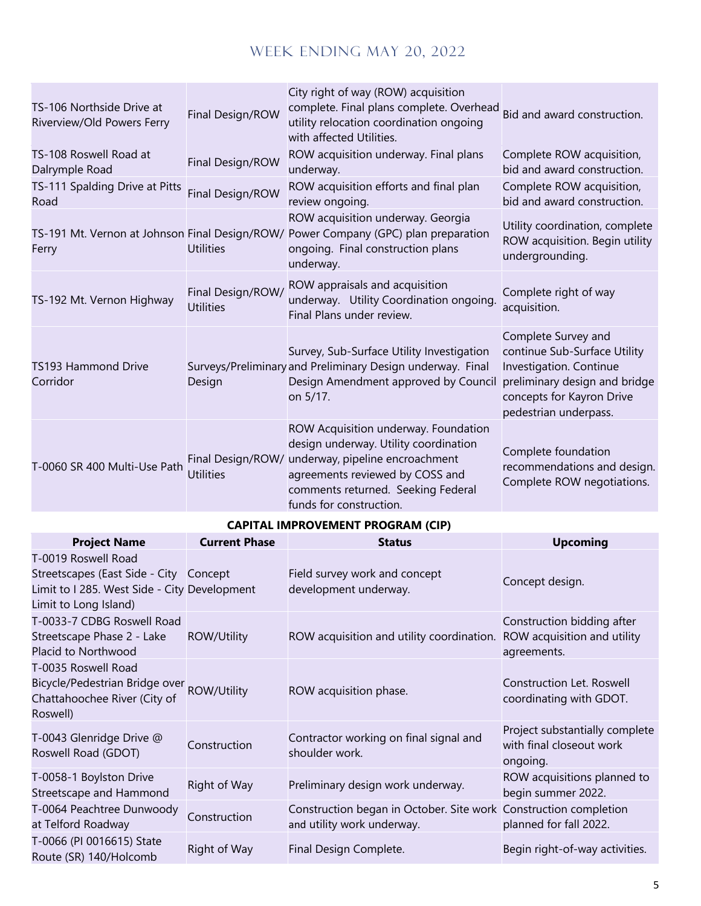# WEEK ENDING MAY 20, 2022

| | | | |
|---|---|---|---|
| TS-106 Northside Drive at Riverview/Old Powers Ferry | Final Design/ROW | City right of way (ROW) acquisition complete. Final plans complete. Overhead utility relocation coordination ongoing with affected Utilities. | Bid and award construction. |
| TS-108 Roswell Road at Dalrymple Road | Final Design/ROW | ROW acquisition underway. Final plans underway. | Complete ROW acquisition, bid and award construction. |
| TS-111 Spalding Drive at Pitts Road | Final Design/ROW | ROW acquisition efforts and final plan review ongoing. | Complete ROW acquisition, bid and award construction. |
| TS-191 Mt. Vernon at Johnson Ferry | Final Design/ROW/ Utilities | ROW acquisition underway. Georgia Power Company (GPC) plan preparation ongoing. Final construction plans underway. | Utility coordination, complete ROW acquisition. Begin utility undergrounding. |
| TS-192 Mt. Vernon Highway | Final Design/ROW/ Utilities | ROW appraisals and acquisition underway. Utility Coordination ongoing. Final Plans under review. | Complete right of way acquisition. |
| TS193 Hammond Drive Corridor | Surveys/Preliminary Design | Survey, Sub-Surface Utility Investigation and Preliminary Design underway. Final Design Amendment approved by Council on 5/17. | Complete Survey and continue Sub-Surface Utility Investigation. Continue preliminary design and bridge concepts for Kayron Drive pedestrian underpass. |
| T-0060 SR 400 Multi-Use Path | Final Design/ROW/ Utilities | ROW Acquisition underway. Foundation design underway. Utility coordination underway, pipeline encroachment agreements reviewed by COSS and comments returned. Seeking Federal funds for construction. | Complete foundation recommendations and design. Complete ROW negotiations. |

**CAPITAL IMPROVEMENT PROGRAM (CIP)**

| Project Name | Current Phase | Status | Upcoming |
|---|---|---|---|
| T-0019 Roswell Road Streetscapes (East Side - City Limit to I 285. West Side - City Limit to Long Island) | Concept Development | Field survey work and concept development underway. | Concept design. |
| T-0033-7 CDBG Roswell Road Streetscape Phase 2 - Lake Placid to Northwood | ROW/Utility | ROW acquisition and utility coordination. | Construction bidding after ROW acquisition and utility agreements. |
| T-0035 Roswell Road Bicycle/Pedestrian Bridge over Chattahoochee River (City of Roswell) | ROW/Utility | ROW acquisition phase. | Construction Let. Roswell coordinating with GDOT. |
| T-0043 Glenridge Drive @ Roswell Road (GDOT) | Construction | Contractor working on final signal and shoulder work. | Project substantially complete with final closeout work ongoing. |
| T-0058-1 Boylston Drive Streetscape and Hammond | Right of Way | Preliminary design work underway. | ROW acquisitions planned to begin summer 2022. |
| T-0064 Peachtree Dunwoody at Telford Roadway | Construction | Construction began in October. Site work and utility work underway. | Construction completion planned for fall 2022. |
| T-0066 (PI 0016615) State Route (SR) 140/Holcomb | Right of Way | Final Design Complete. | Begin right-of-way activities. |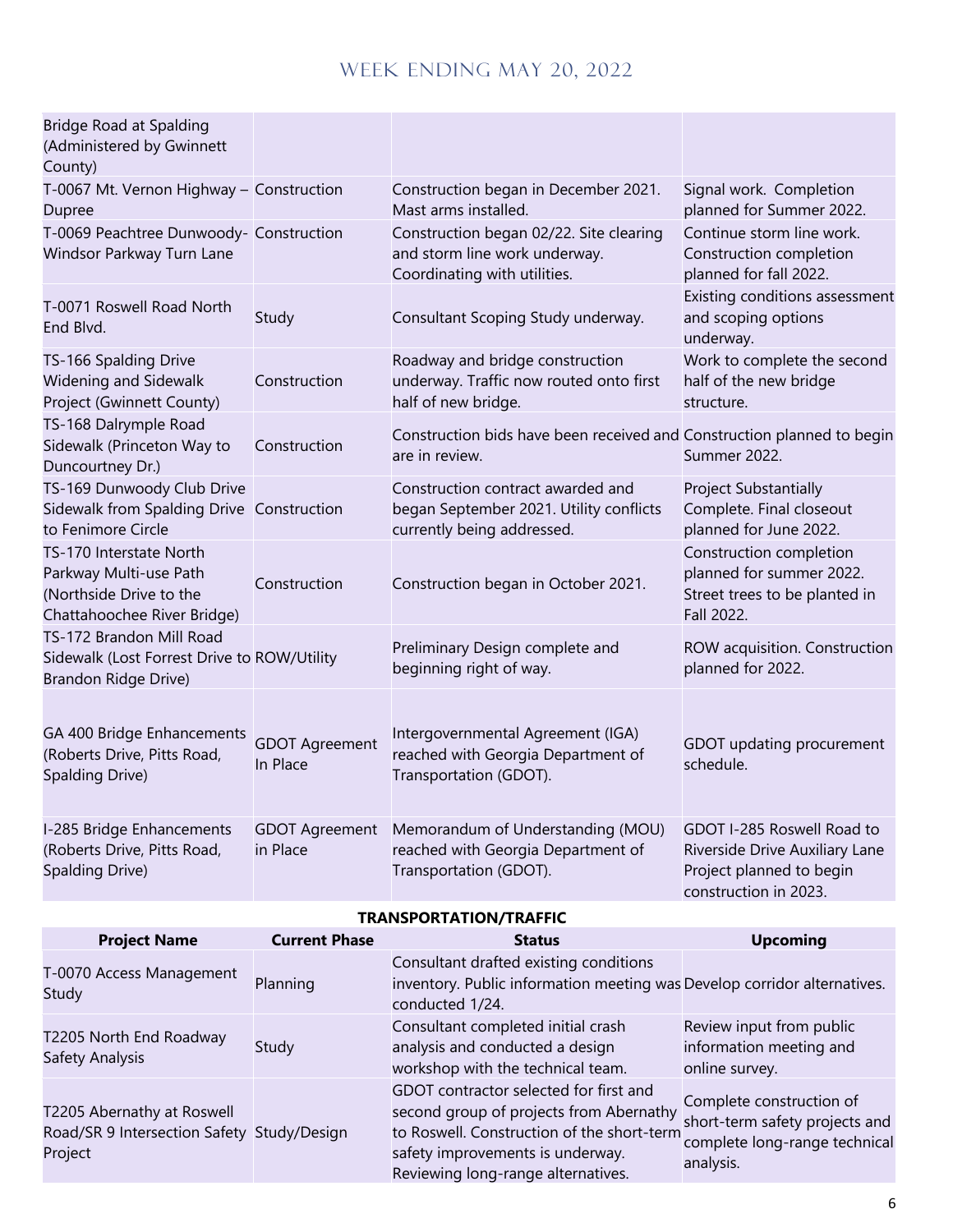| | | | |
|---|---|---|---|
| Bridge Road at Spalding (Administered by Gwinnett County) | | | |
| T-0067 Mt. Vernon Highway – Dupree | Construction | Construction began in December 2021. Mast arms installed. | Signal work. Completion planned for Summer 2022. |
| T-0069 Peachtree Dunwoody-Windsor Parkway Turn Lane | Construction | Construction began 02/22. Site clearing and storm line work underway. Coordinating with utilities. | Continue storm line work. Construction completion planned for fall 2022. |
| T-0071 Roswell Road North End Blvd. | Study | Consultant Scoping Study underway. | Existing conditions assessment and scoping options underway. |
| TS-166 Spalding Drive Widening and Sidewalk Project (Gwinnett County) | Construction | Roadway and bridge construction underway. Traffic now routed onto first half of new bridge. | Work to complete the second half of the new bridge structure. |
| TS-168 Dalrymple Road Sidewalk (Princeton Way to Duncourtney Dr.) | Construction | Construction bids have been received and are in review. | Construction planned to begin Summer 2022. |
| TS-169 Dunwoody Club Drive Sidewalk from Spalding Drive to Fenimore Circle | Construction | Construction contract awarded and began September 2021. Utility conflicts currently being addressed. | Project Substantially Complete. Final closeout planned for June 2022. |
| TS-170 Interstate North Parkway Multi-use Path (Northside Drive to the Chattahoochee River Bridge) | Construction | Construction began in October 2021. | Construction completion planned for summer 2022. Street trees to be planted in Fall 2022. |
| TS-172 Brandon Mill Road Sidewalk (Lost Forrest Drive to Brandon Ridge Drive) | ROW/Utility | Preliminary Design complete and beginning right of way. | ROW acquisition. Construction planned for 2022. |
| GA 400 Bridge Enhancements (Roberts Drive, Pitts Road, Spalding Drive) | GDOT Agreement In Place | Intergovernmental Agreement (IGA) reached with Georgia Department of Transportation (GDOT). | GDOT updating procurement schedule. |
| I-285 Bridge Enhancements (Roberts Drive, Pitts Road, Spalding Drive) | GDOT Agreement in Place | Memorandum of Understanding (MOU) reached with Georgia Department of Transportation (GDOT). | GDOT I-285 Roswell Road to Riverside Drive Auxiliary Lane Project planned to begin construction in 2023. |

**TRANSPORTATION/TRAFFIC**

| Project Name | Current Phase | Status | Upcoming |
|---|---|---|---|
| T-0070 Access Management Study | Planning | Consultant drafted existing conditions inventory. Public information meeting was conducted 1/24. | Develop corridor alternatives. |
| T2205 North End Roadway Safety Analysis | Study | Consultant completed initial crash analysis and conducted a design workshop with the technical team. | Review input from public information meeting and online survey. |
| T2205 Abernathy at Roswell Road/SR 9 Intersection Safety Project | Study/Design | GDOT contractor selected for first and second group of projects from Abernathy to Roswell. Construction of the short-term safety improvements is underway. Reviewing long-range alternatives. | Complete construction of short-term safety projects and complete long-range technical analysis. |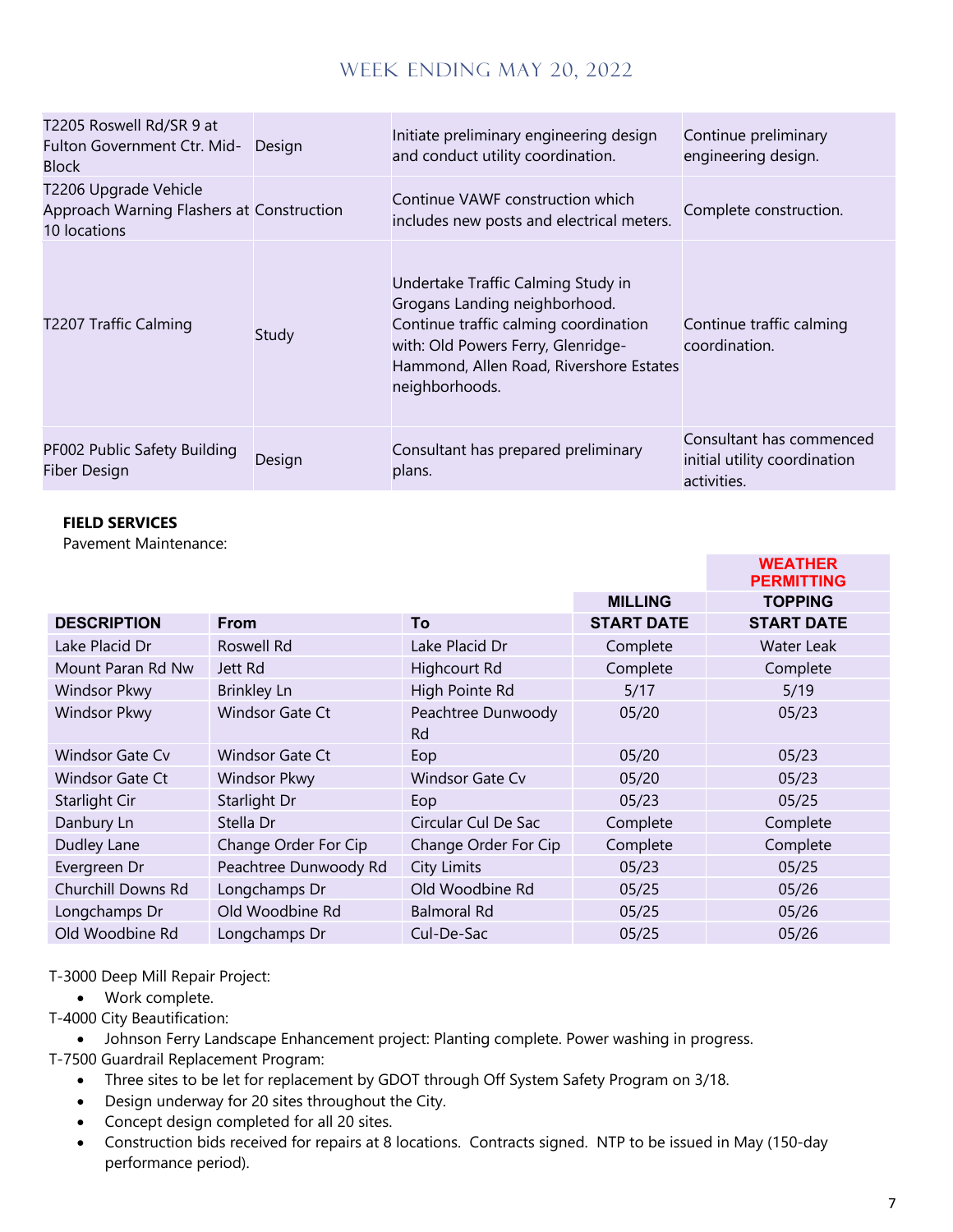# WEEK ENDING MAY 20, 2022

| | | | |
|---|---|---|---|
| T2205 Roswell Rd/SR 9 at Fulton Government Ctr. Mid-Block | Design | Initiate preliminary engineering design and conduct utility coordination. | Continue preliminary engineering design. |
| T2206 Upgrade Vehicle Approach Warning Flashers at 10 locations | Construction | Continue VAWF construction which includes new posts and electrical meters. | Complete construction. |
| T2207 Traffic Calming | Study | Undertake Traffic Calming Study in Grogans Landing neighborhood. Continue traffic calming coordination with: Old Powers Ferry, Glenridge-Hammond, Allen Road, Rivershore Estates neighborhoods. | Continue traffic calming coordination. |
| PF002 Public Safety Building Fiber Design | Design | Consultant has prepared preliminary plans. | Consultant has commenced initial utility coordination activities. |

**FIELD SERVICES**

Pavement Maintenance:

| | | | | WEATHER PERMITTING |
|---|---|---|---|---|
| | | | MILLING | TOPPING |
| **DESCRIPTION** | **From** | **To** | **START DATE** | **START DATE** |
| Lake Placid Dr | Roswell Rd | Lake Placid Dr | Complete | Water Leak |
| Mount Paran Rd Nw | Jett Rd | Highcourt Rd | Complete | Complete |
| Windsor Pkwy | Brinkley Ln | High Pointe Rd | 5/17 | 5/19 |
| Windsor Pkwy | Windsor Gate Ct | Peachtree Dunwoody Rd | 05/20 | 05/23 |
| Windsor Gate Cv | Windsor Gate Ct | Eop | 05/20 | 05/23 |
| Windsor Gate Ct | Windsor Pkwy | Windsor Gate Cv | 05/20 | 05/23 |
| Starlight Cir | Starlight Dr | Eop | 05/23 | 05/25 |
| Danbury Ln | Stella Dr | Circular Cul De Sac | Complete | Complete |
| Dudley Lane | Change Order For Cip | Change Order For Cip | Complete | Complete |
| Evergreen Dr | Peachtree Dunwoody Rd | City Limits | 05/23 | 05/25 |
| Churchill Downs Rd | Longchamps Dr | Old Woodbine Rd | 05/25 | 05/26 |
| Longchamps Dr | Old Woodbine Rd | Balmoral Rd | 05/25 | 05/26 |
| Old Woodbine Rd | Longchamps Dr | Cul-De-Sac | 05/25 | 05/26 |

T-3000 Deep Mill Repair Project:

- Work complete.

T-4000 City Beautification:

- Johnson Ferry Landscape Enhancement project: Planting complete. Power washing in progress.

T-7500 Guardrail Replacement Program:

- Three sites to be let for replacement by GDOT through Off System Safety Program on 3/18.
- Design underway for 20 sites throughout the City.
- Concept design completed for all 20 sites.
- Construction bids received for repairs at 8 locations. Contracts signed. NTP to be issued in May (150-day performance period).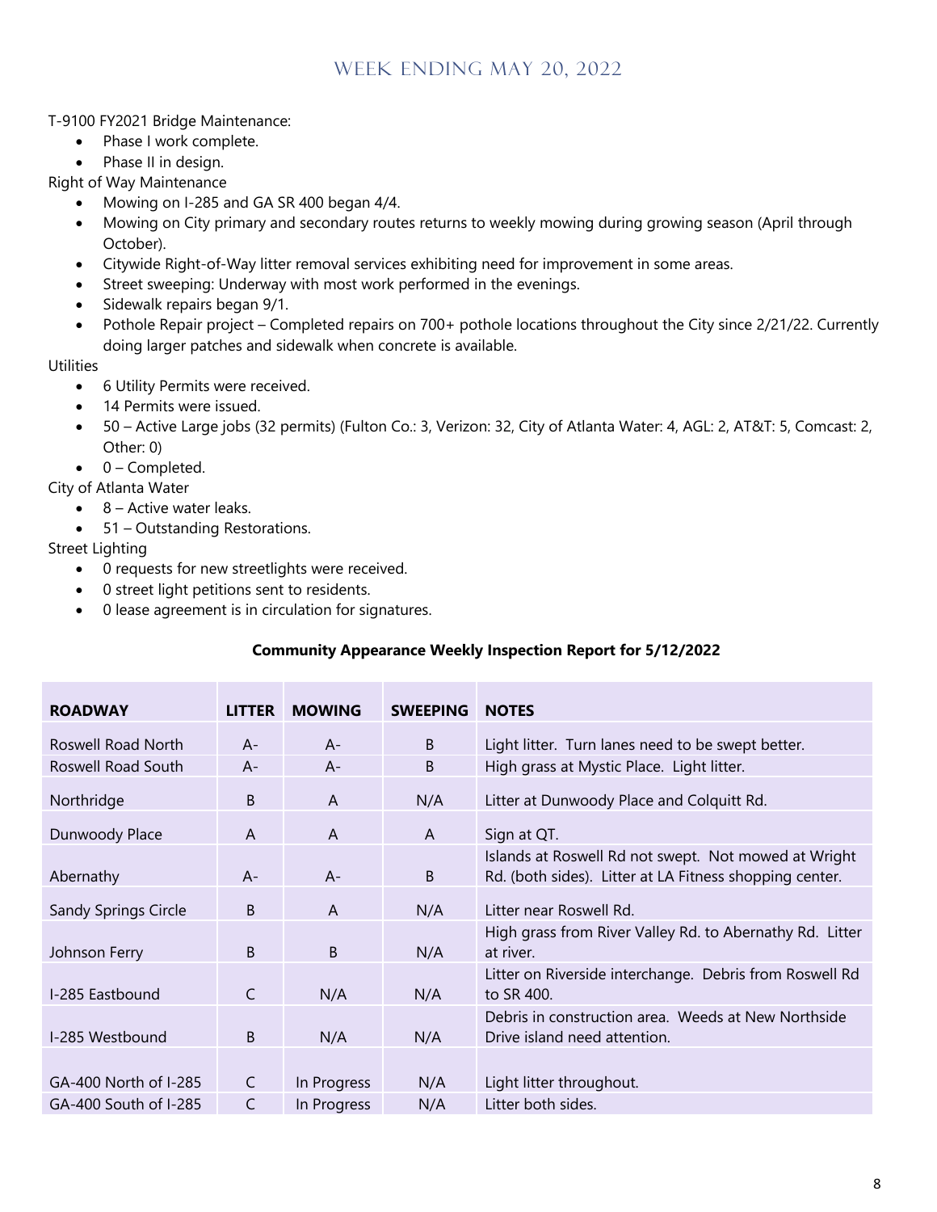T-9100 FY2021 Bridge Maintenance:

- Phase I work complete.
- Phase II in design.

Right of Way Maintenance

- Mowing on I-285 and GA SR 400 began 4/4.
- Mowing on City primary and secondary routes returns to weekly mowing during growing season (April through October).
- Citywide Right-of-Way litter removal services exhibiting need for improvement in some areas.
- Street sweeping: Underway with most work performed in the evenings.
- Sidewalk repairs began 9/1.
- Pothole Repair project – Completed repairs on 700+ pothole locations throughout the City since 2/21/22. Currently doing larger patches and sidewalk when concrete is available.

Utilities

- 6 Utility Permits were received.
- 14 Permits were issued.
- 50 – Active Large jobs (32 permits) (Fulton Co.: 3, Verizon: 32, City of Atlanta Water: 4, AGL: 2, AT&T: 5, Comcast: 2, Other: 0)
- 0 – Completed.

City of Atlanta Water

- 8 – Active water leaks.
- 51 – Outstanding Restorations.

Street Lighting

- 0 requests for new streetlights were received.
- 0 street light petitions sent to residents.
- 0 lease agreement is in circulation for signatures.

**Community Appearance Weekly Inspection Report for 5/12/2022**

| ROADWAY | LITTER | MOWING | SWEEPING | NOTES |
|---|---|---|---|---|
| Roswell Road North | A- | A- | B | Light litter. Turn lanes need to be swept better. |
| Roswell Road South | A- | A- | B | High grass at Mystic Place. Light litter. |
| Northridge | B | A | N/A | Litter at Dunwoody Place and Colquitt Rd. |
| Dunwoody Place | A | A | A | Sign at QT. |
| Abernathy | A- | A- | B | Islands at Roswell Rd not swept. Not mowed at Wright Rd. (both sides). Litter at LA Fitness shopping center. |
| Sandy Springs Circle | B | A | N/A | Litter near Roswell Rd. |
| Johnson Ferry | B | B | N/A | High grass from River Valley Rd. to Abernathy Rd. Litter at river. |
| I-285 Eastbound | C | N/A | N/A | Litter on Riverside interchange. Debris from Roswell Rd to SR 400. |
| I-285 Westbound | B | N/A | N/A | Debris in construction area. Weeds at New Northside Drive island need attention. |
| GA-400 North of I-285 | C | In Progress | N/A | Light litter throughout. |
| GA-400 South of I-285 | C | In Progress | N/A | Litter both sides. |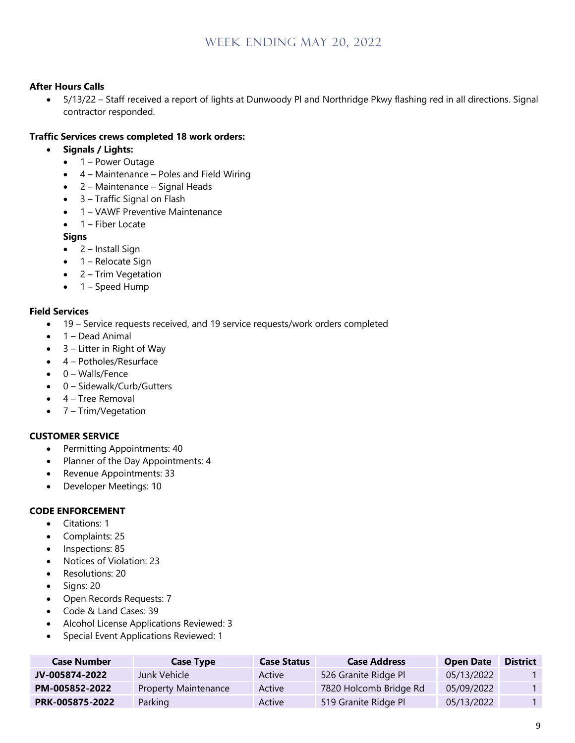# WEEK ENDING MAY 20, 2022

**After Hours Calls**

- 5/13/22 – Staff received a report of lights at Dunwoody Pl and Northridge Pkwy flashing red in all directions. Signal contractor responded.

**Traffic Services crews completed 18 work orders:**

- **Signals / Lights:**
  - 1 – Power Outage
  - 4 – Maintenance – Poles and Field Wiring
  - 2 – Maintenance – Signal Heads
  - 3 – Traffic Signal on Flash
  - 1 – VAWF Preventive Maintenance
  - 1 – Fiber Locate

  **Signs**
  - 2 – Install Sign
  - 1 – Relocate Sign
  - 2 – Trim Vegetation
  - 1 – Speed Hump

**Field Services**

- 19 – Service requests received, and 19 service requests/work orders completed
- 1 – Dead Animal
- 3 – Litter in Right of Way
- 4 – Potholes/Resurface
- 0 – Walls/Fence
- 0 – Sidewalk/Curb/Gutters
- 4 – Tree Removal
- 7 – Trim/Vegetation

**CUSTOMER SERVICE**

- Permitting Appointments: 40
- Planner of the Day Appointments: 4
- Revenue Appointments: 33
- Developer Meetings: 10

**CODE ENFORCEMENT**

- Citations: 1
- Complaints: 25
- Inspections: 85
- Notices of Violation: 23
- Resolutions: 20
- Signs: 20
- Open Records Requests: 7
- Code & Land Cases: 39
- Alcohol License Applications Reviewed: 3
- Special Event Applications Reviewed: 1

| Case Number | Case Type | Case Status | Case Address | Open Date | District |
|---|---|---|---|---|---|
| **JV-005874-2022** | Junk Vehicle | Active | 526 Granite Ridge Pl | 05/13/2022 | 1 |
| **PM-005852-2022** | Property Maintenance | Active | 7820 Holcomb Bridge Rd | 05/09/2022 | 1 |
| **PRK-005875-2022** | Parking | Active | 519 Granite Ridge Pl | 05/13/2022 | 1 |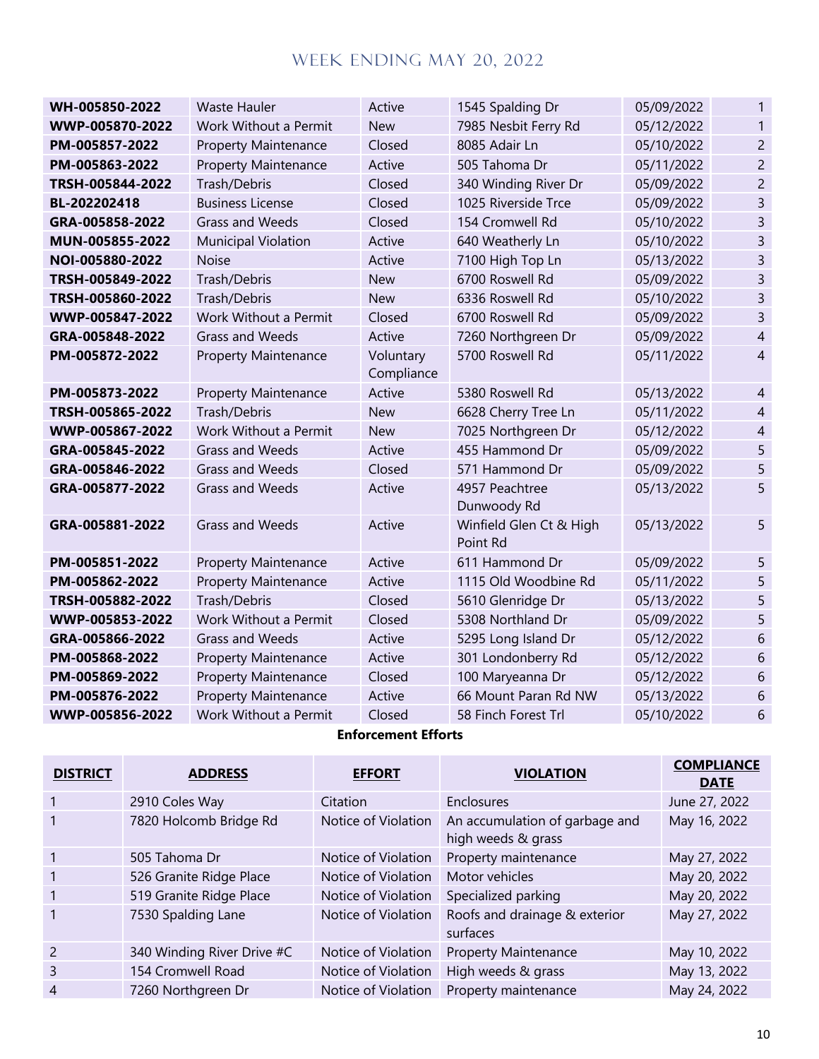# Week Ending May 20, 2022

| | | | | | |
|---|---|---|---|---|---|
| **WH-005850-2022** | Waste Hauler | Active | 1545 Spalding Dr | 05/09/2022 | 1 |
| **WWP-005870-2022** | Work Without a Permit | New | 7985 Nesbit Ferry Rd | 05/12/2022 | 1 |
| **PM-005857-2022** | Property Maintenance | Closed | 8085 Adair Ln | 05/10/2022 | 2 |
| **PM-005863-2022** | Property Maintenance | Active | 505 Tahoma Dr | 05/11/2022 | 2 |
| **TRSH-005844-2022** | Trash/Debris | Closed | 340 Winding River Dr | 05/09/2022 | 2 |
| **BL-202202418** | Business License | Closed | 1025 Riverside Trce | 05/09/2022 | 3 |
| **GRA-005858-2022** | Grass and Weeds | Closed | 154 Cromwell Rd | 05/10/2022 | 3 |
| **MUN-005855-2022** | Municipal Violation | Active | 640 Weatherly Ln | 05/10/2022 | 3 |
| **NOI-005880-2022** | Noise | Active | 7100 High Top Ln | 05/13/2022 | 3 |
| **TRSH-005849-2022** | Trash/Debris | New | 6700 Roswell Rd | 05/09/2022 | 3 |
| **TRSH-005860-2022** | Trash/Debris | New | 6336 Roswell Rd | 05/10/2022 | 3 |
| **WWP-005847-2022** | Work Without a Permit | Closed | 6700 Roswell Rd | 05/09/2022 | 3 |
| **GRA-005848-2022** | Grass and Weeds | Active | 7260 Northgreen Dr | 05/09/2022 | 4 |
| **PM-005872-2022** | Property Maintenance | Voluntary Compliance | 5700 Roswell Rd | 05/11/2022 | 4 |
| **PM-005873-2022** | Property Maintenance | Active | 5380 Roswell Rd | 05/13/2022 | 4 |
| **TRSH-005865-2022** | Trash/Debris | New | 6628 Cherry Tree Ln | 05/11/2022 | 4 |
| **WWP-005867-2022** | Work Without a Permit | New | 7025 Northgreen Dr | 05/12/2022 | 4 |
| **GRA-005845-2022** | Grass and Weeds | Active | 455 Hammond Dr | 05/09/2022 | 5 |
| **GRA-005846-2022** | Grass and Weeds | Closed | 571 Hammond Dr | 05/09/2022 | 5 |
| **GRA-005877-2022** | Grass and Weeds | Active | 4957 Peachtree Dunwoody Rd | 05/13/2022 | 5 |
| **GRA-005881-2022** | Grass and Weeds | Active | Winfield Glen Ct & High Point Rd | 05/13/2022 | 5 |
| **PM-005851-2022** | Property Maintenance | Active | 611 Hammond Dr | 05/09/2022 | 5 |
| **PM-005862-2022** | Property Maintenance | Active | 1115 Old Woodbine Rd | 05/11/2022 | 5 |
| **TRSH-005882-2022** | Trash/Debris | Closed | 5610 Glenridge Dr | 05/13/2022 | 5 |
| **WWP-005853-2022** | Work Without a Permit | Closed | 5308 Northland Dr | 05/09/2022 | 5 |
| **GRA-005866-2022** | Grass and Weeds | Active | 5295 Long Island Dr | 05/12/2022 | 6 |
| **PM-005868-2022** | Property Maintenance | Active | 301 Londonberry Rd | 05/12/2022 | 6 |
| **PM-005869-2022** | Property Maintenance | Closed | 100 Maryeanna Dr | 05/12/2022 | 6 |
| **PM-005876-2022** | Property Maintenance | Active | 66 Mount Paran Rd NW | 05/13/2022 | 6 |
| **WWP-005856-2022** | Work Without a Permit | Closed | 58 Finch Forest Trl | 05/10/2022 | 6 |

**Enforcement Efforts**

| DISTRICT | ADDRESS | EFFORT | VIOLATION | COMPLIANCE DATE |
|---|---|---|---|---|
| 1 | 2910 Coles Way | Citation | Enclosures | June 27, 2022 |
| 1 | 7820 Holcomb Bridge Rd | Notice of Violation | An accumulation of garbage and high weeds & grass | May 16, 2022 |
| 1 | 505 Tahoma Dr | Notice of Violation | Property maintenance | May 27, 2022 |
| 1 | 526 Granite Ridge Place | Notice of Violation | Motor vehicles | May 20, 2022 |
| 1 | 519 Granite Ridge Place | Notice of Violation | Specialized parking | May 20, 2022 |
| 1 | 7530 Spalding Lane | Notice of Violation | Roofs and drainage & exterior surfaces | May 27, 2022 |
| 2 | 340 Winding River Drive #C | Notice of Violation | Property Maintenance | May 10, 2022 |
| 3 | 154 Cromwell Road | Notice of Violation | High weeds & grass | May 13, 2022 |
| 4 | 7260 Northgreen Dr | Notice of Violation | Property maintenance | May 24, 2022 |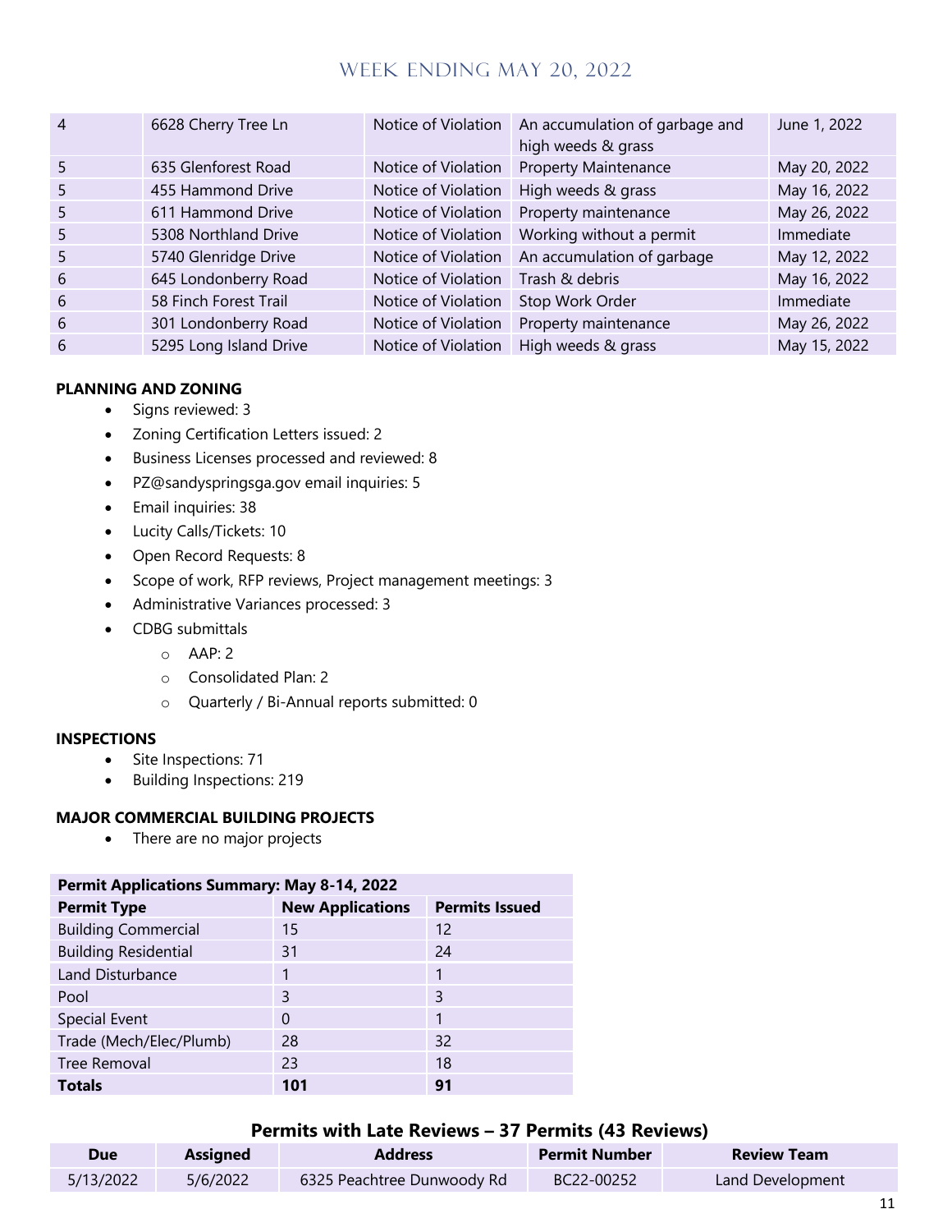| 4 | 6628 Cherry Tree Ln | Notice of Violation | An accumulation of garbage and high weeds & grass | June 1, 2022 |
|---|---|---|---|---|
| 5 | 635 Glenforest Road | Notice of Violation | Property Maintenance | May 20, 2022 |
| 5 | 455 Hammond Drive | Notice of Violation | High weeds & grass | May 16, 2022 |
| 5 | 611 Hammond Drive | Notice of Violation | Property maintenance | May 26, 2022 |
| 5 | 5308 Northland Drive | Notice of Violation | Working without a permit | Immediate |
| 5 | 5740 Glenridge Drive | Notice of Violation | An accumulation of garbage | May 12, 2022 |
| 6 | 645 Londonberry Road | Notice of Violation | Trash & debris | May 16, 2022 |
| 6 | 58 Finch Forest Trail | Notice of Violation | Stop Work Order | Immediate |
| 6 | 301 Londonberry Road | Notice of Violation | Property maintenance | May 26, 2022 |
| 6 | 5295 Long Island Drive | Notice of Violation | High weeds & grass | May 15, 2022 |

**PLANNING AND ZONING**

- Signs reviewed: 3
- Zoning Certification Letters issued: 2
- Business Licenses processed and reviewed: 8
- PZ@sandyspringsga.gov email inquiries: 5
- Email inquiries: 38
- Lucity Calls/Tickets: 10
- Open Record Requests: 8
- Scope of work, RFP reviews, Project management meetings: 3
- Administrative Variances processed: 3
- CDBG submittals
  - AAP: 2
  - Consolidated Plan: 2
  - Quarterly / Bi-Annual reports submitted: 0

**INSPECTIONS**

- Site Inspections: 71
- Building Inspections: 219

**MAJOR COMMERCIAL BUILDING PROJECTS**

- There are no major projects

| **Permit Applications Summary: May 8-14, 2022** | | |
|---|---|---|
| **Permit Type** | **New Applications** | **Permits Issued** |
| Building Commercial | 15 | 12 |
| Building Residential | 31 | 24 |
| Land Disturbance | 1 | 1 |
| Pool | 3 | 3 |
| Special Event | 0 | 1 |
| Trade (Mech/Elec/Plumb) | 28 | 32 |
| Tree Removal | 23 | 18 |
| **Totals** | **101** | **91** |

### Permits with Late Reviews – 37 Permits (43 Reviews)

| Due | Assigned | Address | Permit Number | Review Team |
|---|---|---|---|---|
| 5/13/2022 | 5/6/2022 | 6325 Peachtree Dunwoody Rd | BC22-00252 | Land Development |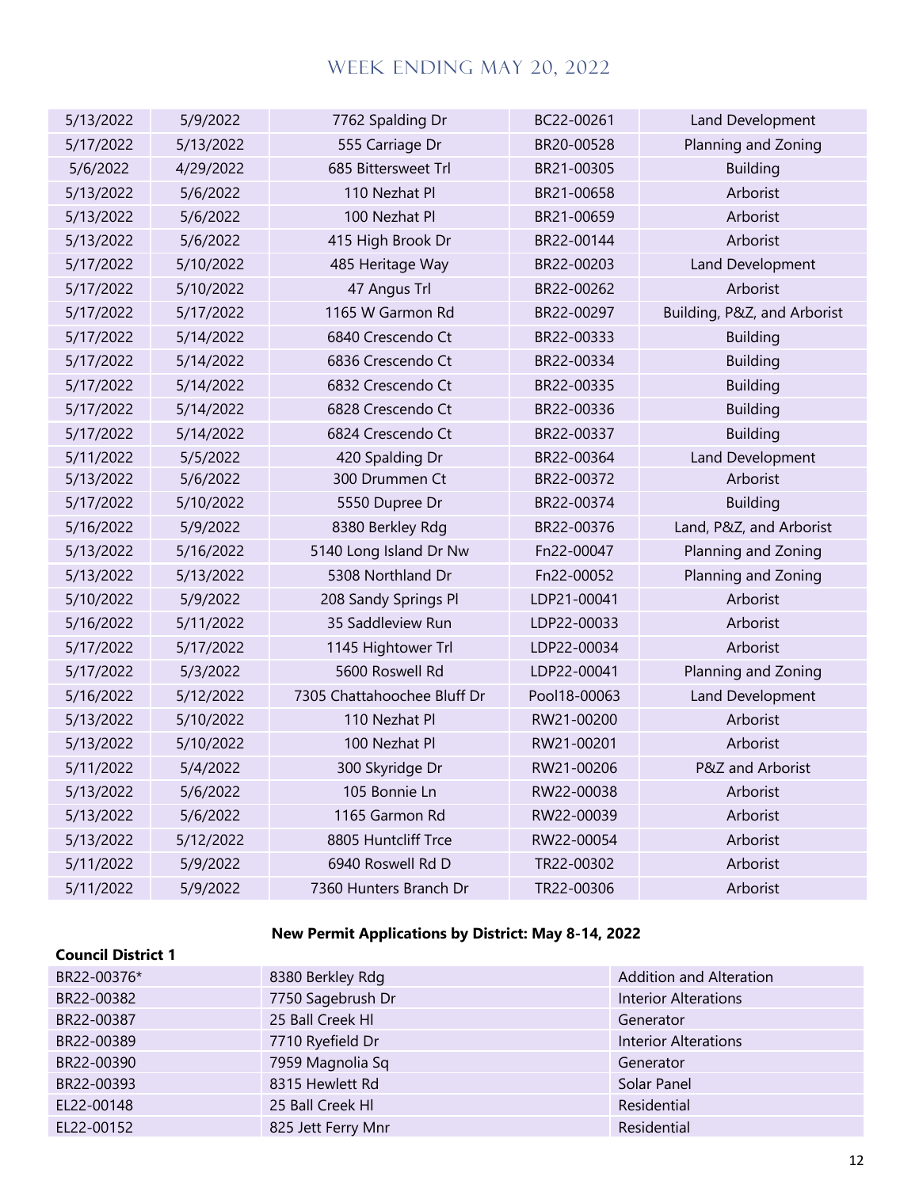# WEEK ENDING MAY 20, 2022

| | | | | |
|---|---|---|---|---|
| 5/13/2022 | 5/9/2022 | 7762 Spalding Dr | BC22-00261 | Land Development |
| 5/17/2022 | 5/13/2022 | 555 Carriage Dr | BR20-00528 | Planning and Zoning |
| 5/6/2022 | 4/29/2022 | 685 Bittersweet Trl | BR21-00305 | Building |
| 5/13/2022 | 5/6/2022 | 110 Nezhat Pl | BR21-00658 | Arborist |
| 5/13/2022 | 5/6/2022 | 100 Nezhat Pl | BR21-00659 | Arborist |
| 5/13/2022 | 5/6/2022 | 415 High Brook Dr | BR22-00144 | Arborist |
| 5/17/2022 | 5/10/2022 | 485 Heritage Way | BR22-00203 | Land Development |
| 5/17/2022 | 5/10/2022 | 47 Angus Trl | BR22-00262 | Arborist |
| 5/17/2022 | 5/17/2022 | 1165 W Garmon Rd | BR22-00297 | Building, P&Z, and Arborist |
| 5/17/2022 | 5/14/2022 | 6840 Crescendo Ct | BR22-00333 | Building |
| 5/17/2022 | 5/14/2022 | 6836 Crescendo Ct | BR22-00334 | Building |
| 5/17/2022 | 5/14/2022 | 6832 Crescendo Ct | BR22-00335 | Building |
| 5/17/2022 | 5/14/2022 | 6828 Crescendo Ct | BR22-00336 | Building |
| 5/17/2022 | 5/14/2022 | 6824 Crescendo Ct | BR22-00337 | Building |
| 5/11/2022 | 5/5/2022 | 420 Spalding Dr | BR22-00364 | Land Development |
| 5/13/2022 | 5/6/2022 | 300 Drummen Ct | BR22-00372 | Arborist |
| 5/17/2022 | 5/10/2022 | 5550 Dupree Dr | BR22-00374 | Building |
| 5/16/2022 | 5/9/2022 | 8380 Berkley Rdg | BR22-00376 | Land, P&Z, and Arborist |
| 5/13/2022 | 5/16/2022 | 5140 Long Island Dr Nw | Fn22-00047 | Planning and Zoning |
| 5/13/2022 | 5/13/2022 | 5308 Northland Dr | Fn22-00052 | Planning and Zoning |
| 5/10/2022 | 5/9/2022 | 208 Sandy Springs Pl | LDP21-00041 | Arborist |
| 5/16/2022 | 5/11/2022 | 35 Saddleview Run | LDP22-00033 | Arborist |
| 5/17/2022 | 5/17/2022 | 1145 Hightower Trl | LDP22-00034 | Arborist |
| 5/17/2022 | 5/3/2022 | 5600 Roswell Rd | LDP22-00041 | Planning and Zoning |
| 5/16/2022 | 5/12/2022 | 7305 Chattahoochee Bluff Dr | Pool18-00063 | Land Development |
| 5/13/2022 | 5/10/2022 | 110 Nezhat Pl | RW21-00200 | Arborist |
| 5/13/2022 | 5/10/2022 | 100 Nezhat Pl | RW21-00201 | Arborist |
| 5/11/2022 | 5/4/2022 | 300 Skyridge Dr | RW21-00206 | P&Z and Arborist |
| 5/13/2022 | 5/6/2022 | 105 Bonnie Ln | RW22-00038 | Arborist |
| 5/13/2022 | 5/6/2022 | 1165 Garmon Rd | RW22-00039 | Arborist |
| 5/13/2022 | 5/12/2022 | 8805 Huntcliff Trce | RW22-00054 | Arborist |
| 5/11/2022 | 5/9/2022 | 6940 Roswell Rd D | TR22-00302 | Arborist |
| 5/11/2022 | 5/9/2022 | 7360 Hunters Branch Dr | TR22-00306 | Arborist |

**New Permit Applications by District: May 8-14, 2022**

**Council District 1**

| | | |
|---|---|---|
| BR22-00376* | 8380 Berkley Rdg | Addition and Alteration |
| BR22-00382 | 7750 Sagebrush Dr | Interior Alterations |
| BR22-00387 | 25 Ball Creek Hl | Generator |
| BR22-00389 | 7710 Ryefield Dr | Interior Alterations |
| BR22-00390 | 7959 Magnolia Sq | Generator |
| BR22-00393 | 8315 Hewlett Rd | Solar Panel |
| EL22-00148 | 25 Ball Creek Hl | Residential |
| EL22-00152 | 825 Jett Ferry Mnr | Residential |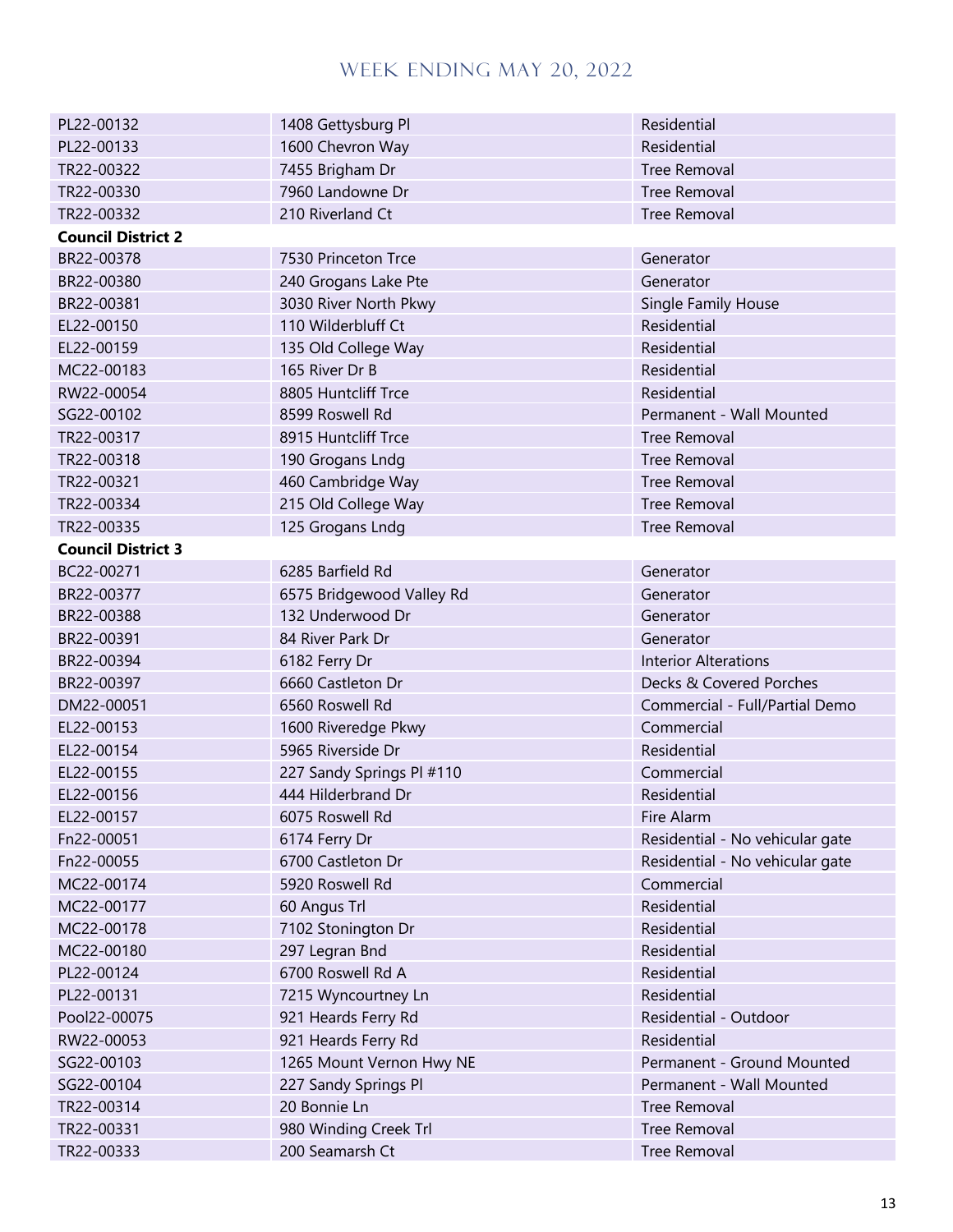| | | |
|---|---|---|
| PL22-00132 | 1408 Gettysburg Pl | Residential |
| PL22-00133 | 1600 Chevron Way | Residential |
| TR22-00322 | 7455 Brigham Dr | Tree Removal |
| TR22-00330 | 7960 Landowne Dr | Tree Removal |
| TR22-00332 | 210 Riverland Ct | Tree Removal |
| **Council District 2** | | |
| BR22-00378 | 7530 Princeton Trce | Generator |
| BR22-00380 | 240 Grogans Lake Pte | Generator |
| BR22-00381 | 3030 River North Pkwy | Single Family House |
| EL22-00150 | 110 Wilderbluff Ct | Residential |
| EL22-00159 | 135 Old College Way | Residential |
| MC22-00183 | 165 River Dr B | Residential |
| RW22-00054 | 8805 Huntcliff Trce | Residential |
| SG22-00102 | 8599 Roswell Rd | Permanent - Wall Mounted |
| TR22-00317 | 8915 Huntcliff Trce | Tree Removal |
| TR22-00318 | 190 Grogans Lndg | Tree Removal |
| TR22-00321 | 460 Cambridge Way | Tree Removal |
| TR22-00334 | 215 Old College Way | Tree Removal |
| TR22-00335 | 125 Grogans Lndg | Tree Removal |
| **Council District 3** | | |
| BC22-00271 | 6285 Barfield Rd | Generator |
| BR22-00377 | 6575 Bridgewood Valley Rd | Generator |
| BR22-00388 | 132 Underwood Dr | Generator |
| BR22-00391 | 84 River Park Dr | Generator |
| BR22-00394 | 6182 Ferry Dr | Interior Alterations |
| BR22-00397 | 6660 Castleton Dr | Decks & Covered Porches |
| DM22-00051 | 6560 Roswell Rd | Commercial - Full/Partial Demo |
| EL22-00153 | 1600 Riveredge Pkwy | Commercial |
| EL22-00154 | 5965 Riverside Dr | Residential |
| EL22-00155 | 227 Sandy Springs Pl #110 | Commercial |
| EL22-00156 | 444 Hilderbrand Dr | Residential |
| EL22-00157 | 6075 Roswell Rd | Fire Alarm |
| Fn22-00051 | 6174 Ferry Dr | Residential - No vehicular gate |
| Fn22-00055 | 6700 Castleton Dr | Residential - No vehicular gate |
| MC22-00174 | 5920 Roswell Rd | Commercial |
| MC22-00177 | 60 Angus Trl | Residential |
| MC22-00178 | 7102 Stonington Dr | Residential |
| MC22-00180 | 297 Legran Bnd | Residential |
| PL22-00124 | 6700 Roswell Rd A | Residential |
| PL22-00131 | 7215 Wyncourtney Ln | Residential |
| Pool22-00075 | 921 Heards Ferry Rd | Residential - Outdoor |
| RW22-00053 | 921 Heards Ferry Rd | Residential |
| SG22-00103 | 1265 Mount Vernon Hwy NE | Permanent - Ground Mounted |
| SG22-00104 | 227 Sandy Springs Pl | Permanent - Wall Mounted |
| TR22-00314 | 20 Bonnie Ln | Tree Removal |
| TR22-00331 | 980 Winding Creek Trl | Tree Removal |
| TR22-00333 | 200 Seamarsh Ct | Tree Removal |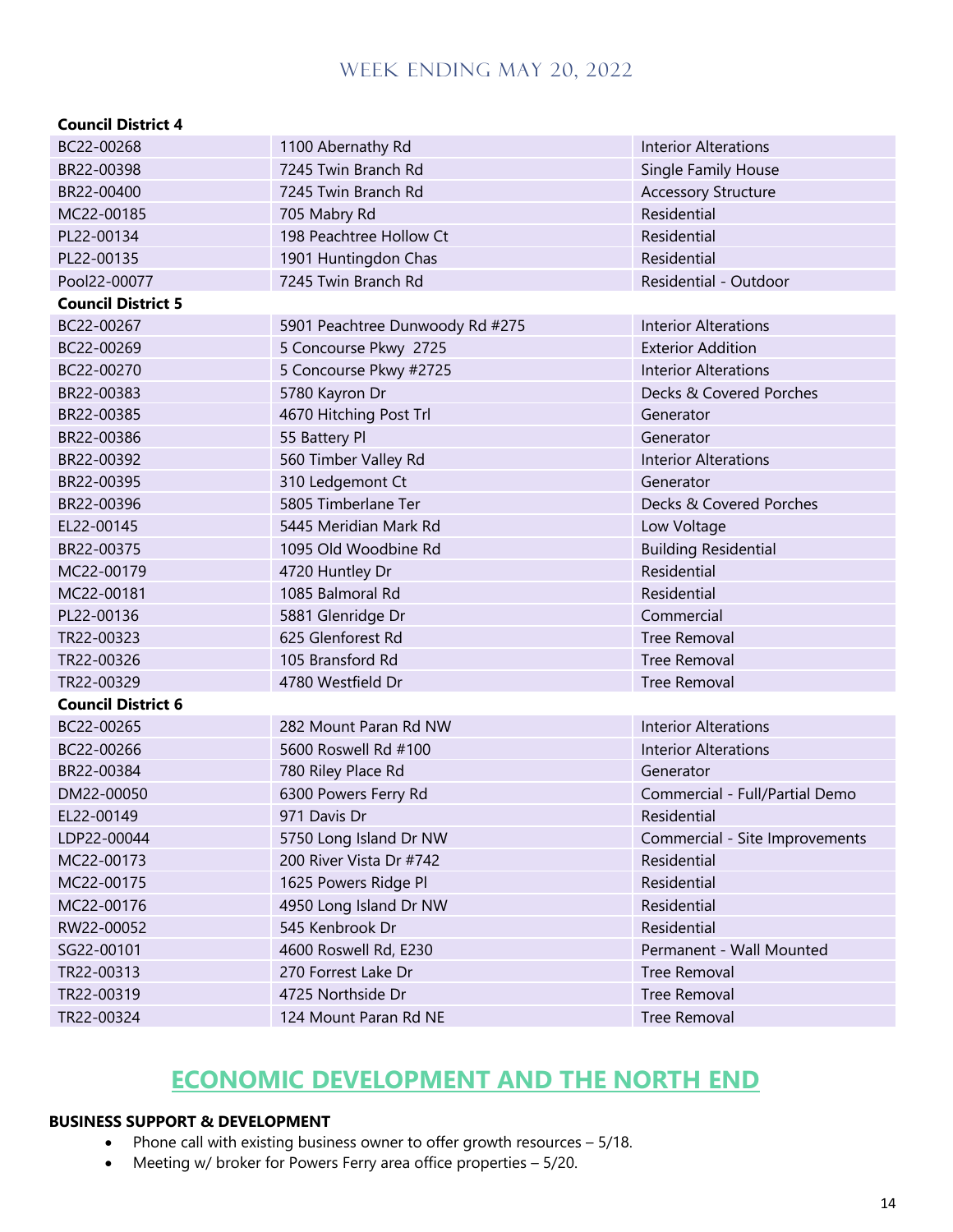WEEK ENDING MAY 20, 2022

| | | |
|---|---|---|
| **Council District 4** | | |
| BC22-00268 | 1100 Abernathy Rd | Interior Alterations |
| BR22-00398 | 7245 Twin Branch Rd | Single Family House |
| BR22-00400 | 7245 Twin Branch Rd | Accessory Structure |
| MC22-00185 | 705 Mabry Rd | Residential |
| PL22-00134 | 198 Peachtree Hollow Ct | Residential |
| PL22-00135 | 1901 Huntingdon Chas | Residential |
| Pool22-00077 | 7245 Twin Branch Rd | Residential - Outdoor |
| **Council District 5** | | |
| BC22-00267 | 5901 Peachtree Dunwoody Rd #275 | Interior Alterations |
| BC22-00269 | 5 Concourse Pkwy 2725 | Exterior Addition |
| BC22-00270 | 5 Concourse Pkwy #2725 | Interior Alterations |
| BR22-00383 | 5780 Kayron Dr | Decks & Covered Porches |
| BR22-00385 | 4670 Hitching Post Trl | Generator |
| BR22-00386 | 55 Battery Pl | Generator |
| BR22-00392 | 560 Timber Valley Rd | Interior Alterations |
| BR22-00395 | 310 Ledgemont Ct | Generator |
| BR22-00396 | 5805 Timberlane Ter | Decks & Covered Porches |
| EL22-00145 | 5445 Meridian Mark Rd | Low Voltage |
| BR22-00375 | 1095 Old Woodbine Rd | Building Residential |
| MC22-00179 | 4720 Huntley Dr | Residential |
| MC22-00181 | 1085 Balmoral Rd | Residential |
| PL22-00136 | 5881 Glenridge Dr | Commercial |
| TR22-00323 | 625 Glenforest Rd | Tree Removal |
| TR22-00326 | 105 Bransford Rd | Tree Removal |
| TR22-00329 | 4780 Westfield Dr | Tree Removal |
| **Council District 6** | | |
| BC22-00265 | 282 Mount Paran Rd NW | Interior Alterations |
| BC22-00266 | 5600 Roswell Rd #100 | Interior Alterations |
| BR22-00384 | 780 Riley Place Rd | Generator |
| DM22-00050 | 6300 Powers Ferry Rd | Commercial - Full/Partial Demo |
| EL22-00149 | 971 Davis Dr | Residential |
| LDP22-00044 | 5750 Long Island Dr NW | Commercial - Site Improvements |
| MC22-00173 | 200 River Vista Dr #742 | Residential |
| MC22-00175 | 1625 Powers Ridge Pl | Residential |
| MC22-00176 | 4950 Long Island Dr NW | Residential |
| RW22-00052 | 545 Kenbrook Dr | Residential |
| SG22-00101 | 4600 Roswell Rd, E230 | Permanent - Wall Mounted |
| TR22-00313 | 270 Forrest Lake Dr | Tree Removal |
| TR22-00319 | 4725 Northside Dr | Tree Removal |
| TR22-00324 | 124 Mount Paran Rd NE | Tree Removal |

## ECONOMIC DEVELOPMENT AND THE NORTH END

**BUSINESS SUPPORT & DEVELOPMENT**

- Phone call with existing business owner to offer growth resources – 5/18.
- Meeting w/ broker for Powers Ferry area office properties – 5/20.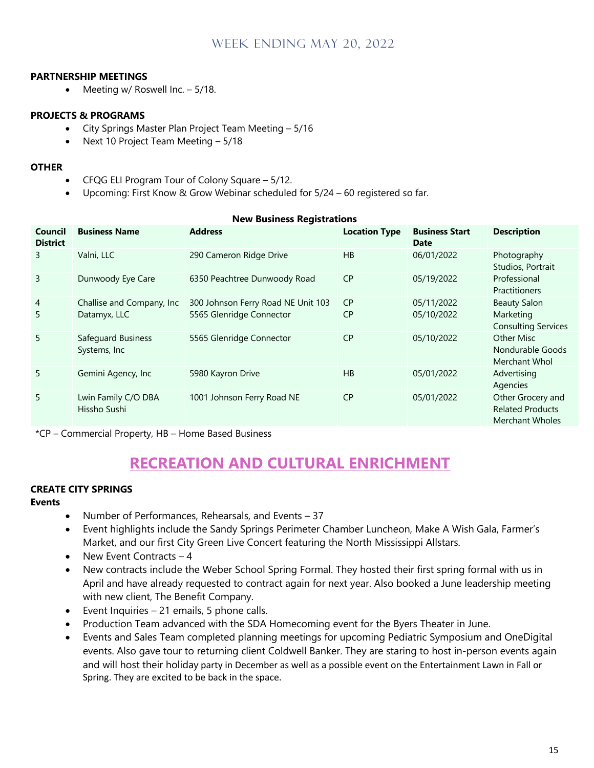## WEEK ENDING MAY 20, 2022

**PARTNERSHIP MEETINGS**

- Meeting w/ Roswell Inc. – 5/18.

**PROJECTS & PROGRAMS**

- City Springs Master Plan Project Team Meeting – 5/16
- Next 10 Project Team Meeting – 5/18

**OTHER**

- CFQG ELI Program Tour of Colony Square – 5/12.
- Upcoming: First Know & Grow Webinar scheduled for 5/24 – 60 registered so far.

**New Business Registrations**

| Council District | Business Name | Address | Location Type | Business Start Date | Description |
|---|---|---|---|---|---|
| 3 | Valni, LLC | 290 Cameron Ridge Drive | HB | 06/01/2022 | Photography Studios, Portrait |
| 3 | Dunwoody Eye Care | 6350 Peachtree Dunwoody Road | CP | 05/19/2022 | Professional Practitioners |
| 4 | Challise and Company, Inc | 300 Johnson Ferry Road NE Unit 103 | CP | 05/11/2022 | Beauty Salon |
| 5 | Datamyx, LLC | 5565 Glenridge Connector | CP | 05/10/2022 | Marketing Consulting Services |
| 5 | Safeguard Business Systems, Inc | 5565 Glenridge Connector | CP | 05/10/2022 | Other Misc Nondurable Goods Merchant Whol |
| 5 | Gemini Agency, Inc | 5980 Kayron Drive | HB | 05/01/2022 | Advertising Agencies |
| 5 | Lwin Family C/O DBA Hissho Sushi | 1001 Johnson Ferry Road NE | CP | 05/01/2022 | Other Grocery and Related Products Merchant Wholes |

*CP – Commercial Property, HB – Home Based Business

# RECREATION AND CULTURAL ENRICHMENT

**CREATE CITY SPRINGS**

**Events**

- Number of Performances, Rehearsals, and Events – 37
- Event highlights include the Sandy Springs Perimeter Chamber Luncheon, Make A Wish Gala, Farmer's Market, and our first City Green Live Concert featuring the North Mississippi Allstars.
- New Event Contracts – 4
- New contracts include the Weber School Spring Formal. They hosted their first spring formal with us in April and have already requested to contract again for next year. Also booked a June leadership meeting with new client, The Benefit Company.
- Event Inquiries – 21 emails, 5 phone calls.
- Production Team advanced with the SDA Homecoming event for the Byers Theater in June.
- Events and Sales Team completed planning meetings for upcoming Pediatric Symposium and OneDigital events. Also gave tour to returning client Coldwell Banker. They are staring to host in-person events again and will host their holiday party in December as well as a possible event on the Entertainment Lawn in Fall or Spring. They are excited to be back in the space.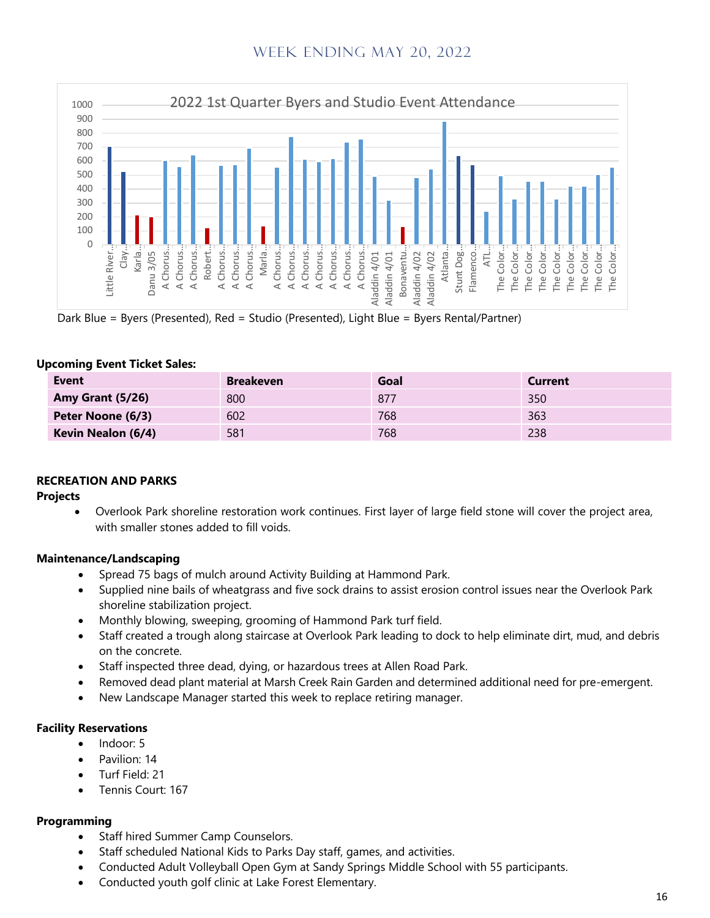## Week Ending May 20, 2022

**2022 1st Quarter Byers and Studio Event Attendance**

| Event | Attendance |
|---|---|
| Little River… | 700 |
| Clay… | 520 |
| Karla… | 210 |
| Danu 3/05 | 200 |
| A Chorus… | 600 |
| A Chorus… | 555 |
| A Chorus… | 640 |
| Robert… | 115 |
| A Chorus… | 565 |
| A Chorus… | 570 |
| A Chorus… | 690 |
| Marla… | 130 |
| A Chorus… | 550 |
| A Chorus… | 770 |
| A Chorus… | 610 |
| A Chorus… | 590 |
| A Chorus… | 610 |
| A Chorus… | 730 |
| A Chorus… | 750 |
| Aladdin 4/01 | 485 |
| Aladdin 4/01 | 315 |
| Bonaventu… | 125 |
| Aladdin 4/02 | 475 |
| Aladdin 4/02 | 540 |
| Atlanta… | 880 |
| Stunt Dog… | 635 |
| Flamenco… | 570 |
| ATL… | 235 |
| The Color… | 490 |
| The Color… | 325 |
| The Color… | 450 |
| The Color… | 450 |
| The Color… | 325 |
| The Color… | 415 |
| The Color… | 415 |
| The Color… | 500 |
| The Color… | 550 |

Dark Blue = Byers (Presented), Red = Studio (Presented), Light Blue = Byers Rental/Partner)

**Upcoming Event Ticket Sales:**

| Event | Breakeven | Goal | Current |
|---|---|---|---|
| **Amy Grant (5/26)** | 800 | 877 | 350 |
| **Peter Noone (6/3)** | 602 | 768 | 363 |
| **Kevin Nealon (6/4)** | 581 | 768 | 238 |

### RECREATION AND PARKS

#### Projects

- Overlook Park shoreline restoration work continues. First layer of large field stone will cover the project area, with smaller stones added to fill voids.

#### Maintenance/Landscaping

- Spread 75 bags of mulch around Activity Building at Hammond Park.
- Supplied nine bails of wheatgrass and five sock drains to assist erosion control issues near the Overlook Park shoreline stabilization project.
- Monthly blowing, sweeping, grooming of Hammond Park turf field.
- Staff created a trough along staircase at Overlook Park leading to dock to help eliminate dirt, mud, and debris on the concrete.
- Staff inspected three dead, dying, or hazardous trees at Allen Road Park.
- Removed dead plant material at Marsh Creek Rain Garden and determined additional need for pre-emergent.
- New Landscape Manager started this week to replace retiring manager.

#### Facility Reservations

- Indoor: 5
- Pavilion: 14
- Turf Field: 21
- Tennis Court: 167

#### Programming

- Staff hired Summer Camp Counselors.
- Staff scheduled National Kids to Parks Day staff, games, and activities.
- Conducted Adult Volleyball Open Gym at Sandy Springs Middle School with 55 participants.
- Conducted youth golf clinic at Lake Forest Elementary.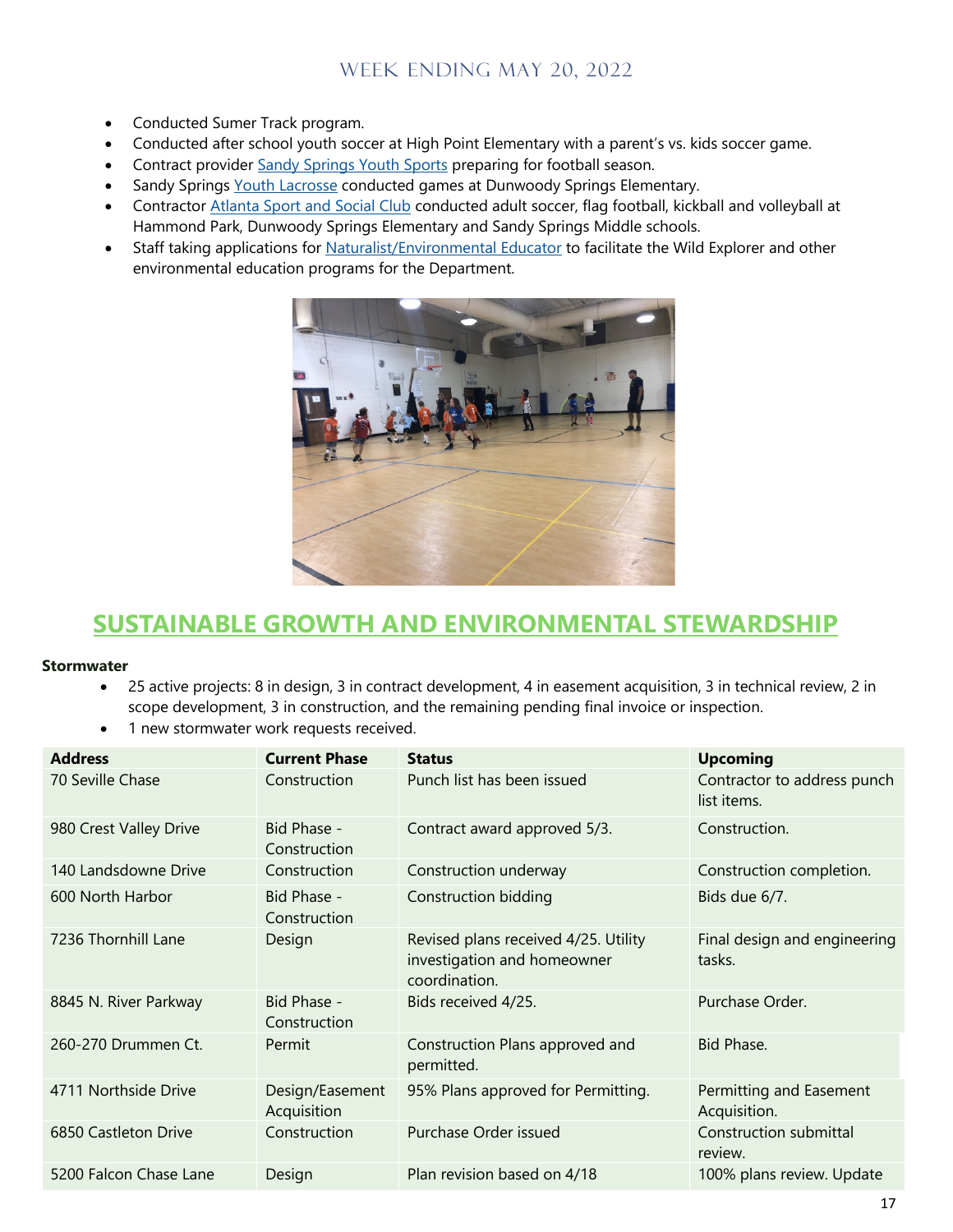- Conducted Sumer Track program.
- Conducted after school youth soccer at High Point Elementary with a parent's vs. kids soccer game.
- Contract provider Sandy Springs Youth Sports preparing for football season.
- Sandy Springs Youth Lacrosse conducted games at Dunwoody Springs Elementary.
- Contractor Atlanta Sport and Social Club conducted adult soccer, flag football, kickball and volleyball at Hammond Park, Dunwoody Springs Elementary and Sandy Springs Middle schools.
- Staff taking applications for Naturalist/Environmental Educator to facilitate the Wild Explorer and other environmental education programs for the Department.

# SUSTAINABLE GROWTH AND ENVIRONMENTAL STEWARDSHIP

**Stormwater**

- 25 active projects: 8 in design, 3 in contract development, 4 in easement acquisition, 3 in technical review, 2 in scope development, 3 in construction, and the remaining pending final invoice or inspection.
- 1 new stormwater work requests received.

| Address | Current Phase | Status | Upcoming |
|---|---|---|---|
| 70 Seville Chase | Construction | Punch list has been issued | Contractor to address punch list items. |
| 980 Crest Valley Drive | Bid Phase - Construction | Contract award approved 5/3. | Construction. |
| 140 Landsdowne Drive | Construction | Construction underway | Construction completion. |
| 600 North Harbor | Bid Phase - Construction | Construction bidding | Bids due 6/7. |
| 7236 Thornhill Lane | Design | Revised plans received 4/25. Utility investigation and homeowner coordination. | Final design and engineering tasks. |
| 8845 N. River Parkway | Bid Phase - Construction | Bids received 4/25. | Purchase Order. |
| 260-270 Drummen Ct. | Permit | Construction Plans approved and permitted. | Bid Phase. |
| 4711 Northside Drive | Design/Easement Acquisition | 95% Plans approved for Permitting. | Permitting and Easement Acquisition. |
| 6850 Castleton Drive | Construction | Purchase Order issued | Construction submittal review. |
| 5200 Falcon Chase Lane | Design | Plan revision based on 4/18 | 100% plans review. Update |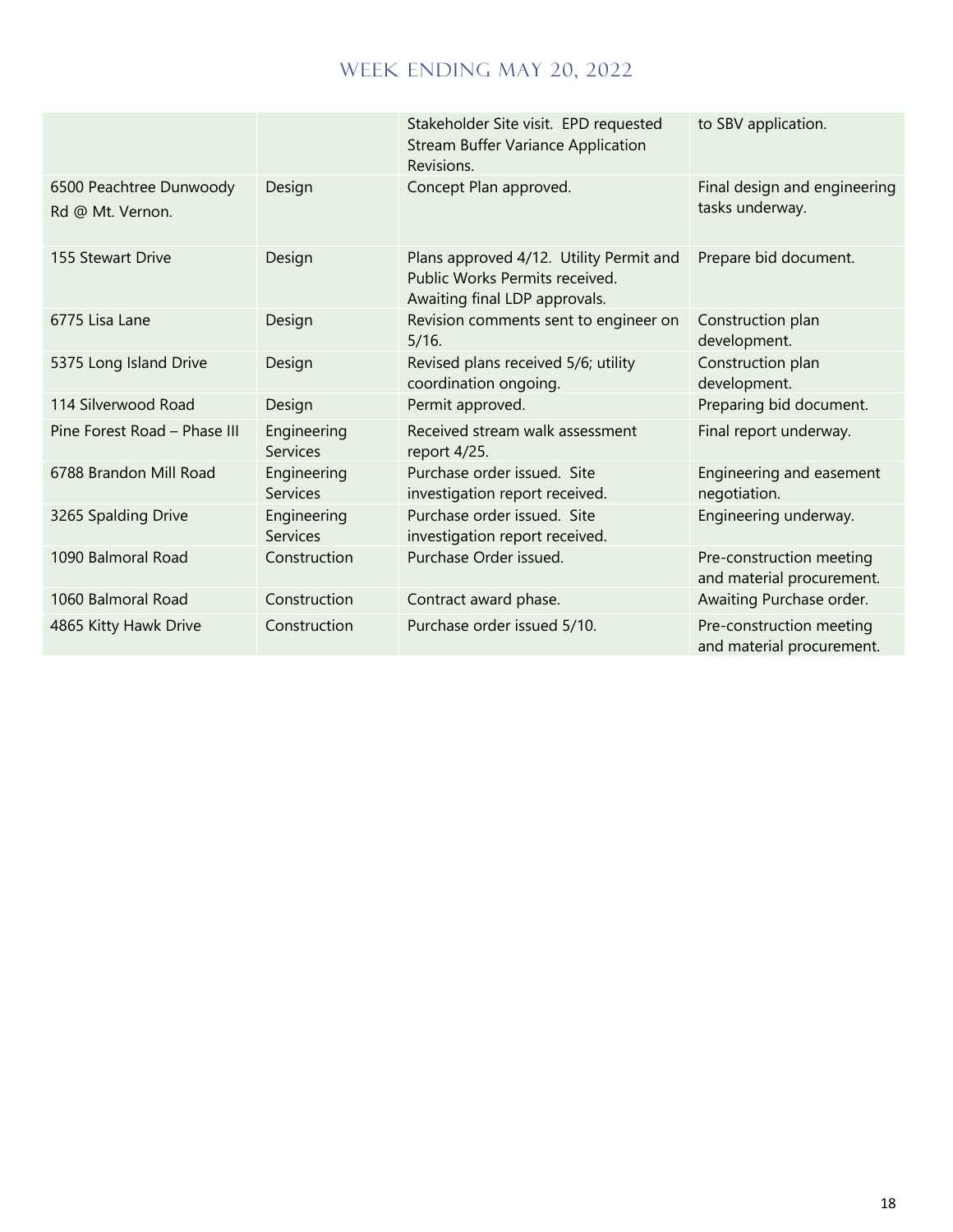| | | | |
|---|---|---|---|
| | | Stakeholder Site visit. EPD requested Stream Buffer Variance Application Revisions. | to SBV application. |
| 6500 Peachtree Dunwoody Rd @ Mt. Vernon. | Design | Concept Plan approved. | Final design and engineering tasks underway. |
| 155 Stewart Drive | Design | Plans approved 4/12. Utility Permit and Public Works Permits received. Awaiting final LDP approvals. | Prepare bid document. |
| 6775 Lisa Lane | Design | Revision comments sent to engineer on 5/16. | Construction plan development. |
| 5375 Long Island Drive | Design | Revised plans received 5/6; utility coordination ongoing. | Construction plan development. |
| 114 Silverwood Road | Design | Permit approved. | Preparing bid document. |
| Pine Forest Road – Phase III | Engineering Services | Received stream walk assessment report 4/25. | Final report underway. |
| 6788 Brandon Mill Road | Engineering Services | Purchase order issued. Site investigation report received. | Engineering and easement negotiation. |
| 3265 Spalding Drive | Engineering Services | Purchase order issued. Site investigation report received. | Engineering underway. |
| 1090 Balmoral Road | Construction | Purchase Order issued. | Pre-construction meeting and material procurement. |
| 1060 Balmoral Road | Construction | Contract award phase. | Awaiting Purchase order. |
| 4865 Kitty Hawk Drive | Construction | Purchase order issued 5/10. | Pre-construction meeting and material procurement. |